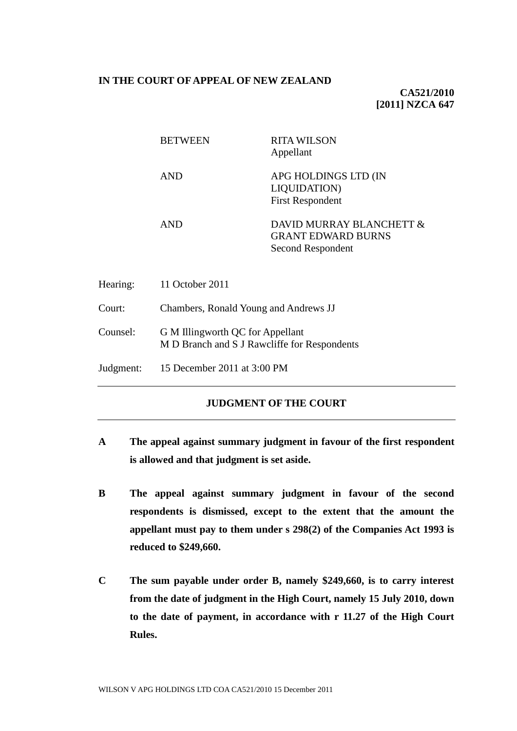**IN THE COURT OF APPEAL OF NEW ZEALAND**

**CA521/2010**
**[2011] NZCA 647**

| | | |
|---|---|---|
| BETWEEN | RITA WILSON<br>Appellant | |
| AND | APG HOLDINGS LTD (IN LIQUIDATION)<br>First Respondent | |
| AND | DAVID MURRAY BLANCHETT & GRANT EDWARD BURNS<br>Second Respondent | |

| | |
|---|---|
| Hearing: | 11 October 2011 |
| Court: | Chambers, Ronald Young and Andrews JJ |
| Counsel: | G M Illingworth QC for Appellant<br>M D Branch and S J Rawcliffe for Respondents |
| Judgment: | 15 December 2011 at 3:00 PM |

---

## JUDGMENT OF THE COURT

---

**A The appeal against summary judgment in favour of the first respondent is allowed and that judgment is set aside.**

**B The appeal against summary judgment in favour of the second respondents is dismissed, except to the extent that the amount the appellant must pay to them under s 298(2) of the Companies Act 1993 is reduced to $249,660.**

**C The sum payable under order B, namely $249,660, is to carry interest from the date of judgment in the High Court, namely 15 July 2010, down to the date of payment, in accordance with r 11.27 of the High Court Rules.**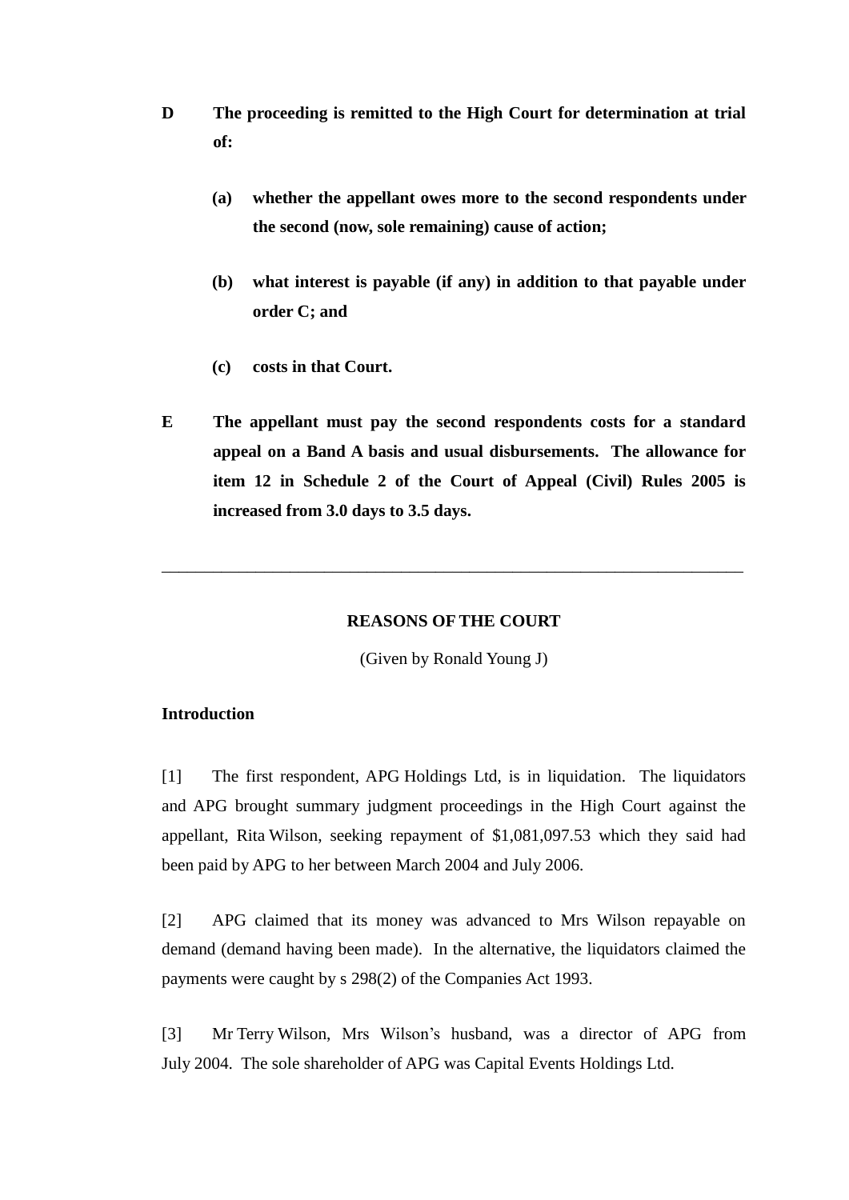**D The proceeding is remitted to the High Court for determination at trial of:**

> **(a) whether the appellant owes more to the second respondents under the second (now, sole remaining) cause of action;**
>
> **(b) what interest is payable (if any) in addition to that payable under order C; and**
>
> **(c) costs in that Court.**

**E The appellant must pay the second respondents costs for a standard appeal on a Band A basis and usual disbursements. The allowance for item 12 in Schedule 2 of the Court of Appeal (Civil) Rules 2005 is increased from 3.0 days to 3.5 days.**

---

## REASONS OF THE COURT

(Given by Ronald Young J)

### Introduction

[1] The first respondent, APG Holdings Ltd, is in liquidation. The liquidators and APG brought summary judgment proceedings in the High Court against the appellant, Rita Wilson, seeking repayment of $1,081,097.53 which they said had been paid by APG to her between March 2004 and July 2006.

[2] APG claimed that its money was advanced to Mrs Wilson repayable on demand (demand having been made). In the alternative, the liquidators claimed the payments were caught by s 298(2) of the Companies Act 1993.

[3] Mr Terry Wilson, Mrs Wilson's husband, was a director of APG from July 2004. The sole shareholder of APG was Capital Events Holdings Ltd.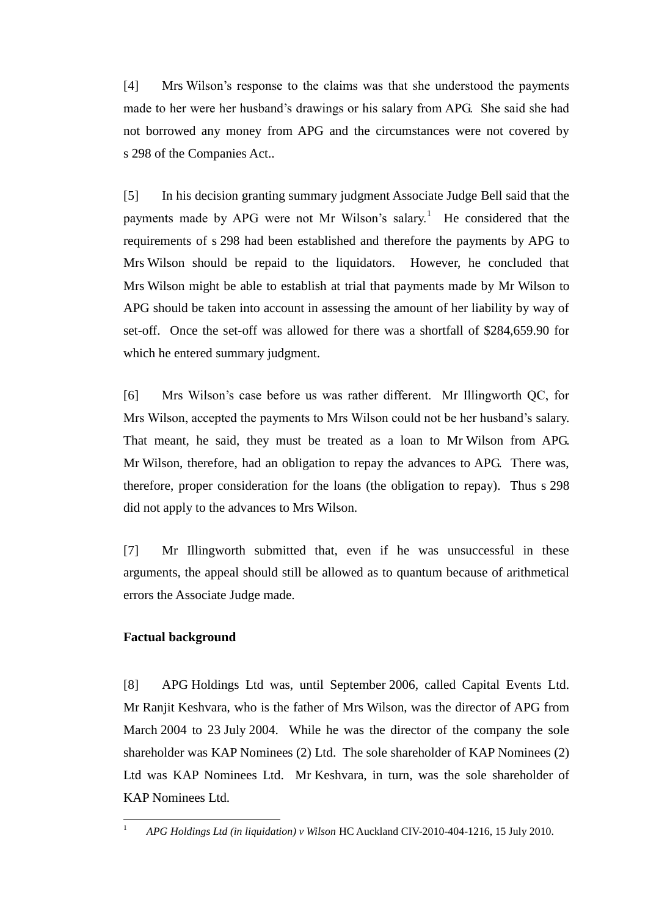[4] Mrs Wilson's response to the claims was that she understood the payments made to her were her husband's drawings or his salary from APG. She said she had not borrowed any money from APG and the circumstances were not covered by s 298 of the Companies Act..

[5] In his decision granting summary judgment Associate Judge Bell said that the payments made by APG were not Mr Wilson's salary.[1] He considered that the requirements of s 298 had been established and therefore the payments by APG to Mrs Wilson should be repaid to the liquidators. However, he concluded that Mrs Wilson might be able to establish at trial that payments made by Mr Wilson to APG should be taken into account in assessing the amount of her liability by way of set-off. Once the set-off was allowed for there was a shortfall of $284,659.90 for which he entered summary judgment.

[6] Mrs Wilson's case before us was rather different. Mr Illingworth QC, for Mrs Wilson, accepted the payments to Mrs Wilson could not be her husband's salary. That meant, he said, they must be treated as a loan to Mr Wilson from APG. Mr Wilson, therefore, had an obligation to repay the advances to APG. There was, therefore, proper consideration for the loans (the obligation to repay). Thus s 298 did not apply to the advances to Mrs Wilson.

[7] Mr Illingworth submitted that, even if he was unsuccessful in these arguments, the appeal should still be allowed as to quantum because of arithmetical errors the Associate Judge made.

**Factual background**

[8] APG Holdings Ltd was, until September 2006, called Capital Events Ltd. Mr Ranjit Keshvara, who is the father of Mrs Wilson, was the director of APG from March 2004 to 23 July 2004. While he was the director of the company the sole shareholder was KAP Nominees (2) Ltd. The sole shareholder of KAP Nominees (2) Ltd was KAP Nominees Ltd. Mr Keshvara, in turn, was the sole shareholder of KAP Nominees Ltd.

---

[1] *APG Holdings Ltd (in liquidation) v Wilson* HC Auckland CIV-2010-404-1216, 15 July 2010.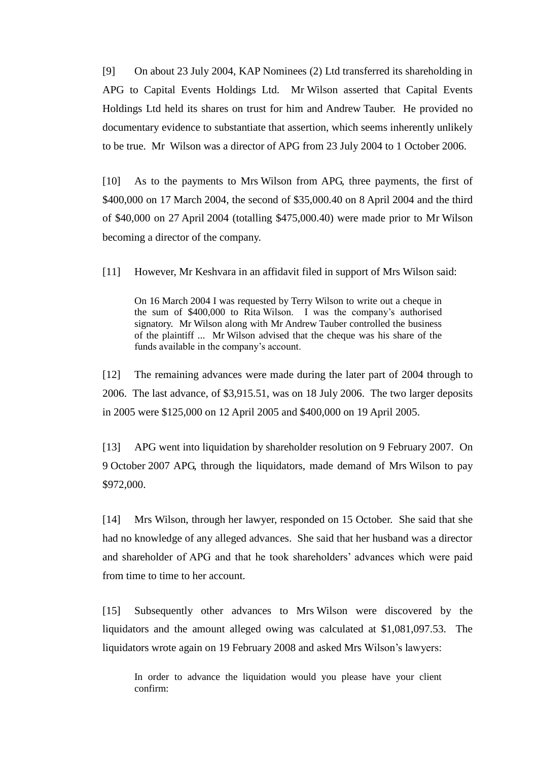[9] On about 23 July 2004, KAP Nominees (2) Ltd transferred its shareholding in APG to Capital Events Holdings Ltd. Mr Wilson asserted that Capital Events Holdings Ltd held its shares on trust for him and Andrew Tauber. He provided no documentary evidence to substantiate that assertion, which seems inherently unlikely to be true. Mr Wilson was a director of APG from 23 July 2004 to 1 October 2006.

[10] As to the payments to Mrs Wilson from APG, three payments, the first of $400,000 on 17 March 2004, the second of $35,000.40 on 8 April 2004 and the third of $40,000 on 27 April 2004 (totalling $475,000.40) were made prior to Mr Wilson becoming a director of the company.

[11] However, Mr Keshvara in an affidavit filed in support of Mrs Wilson said:

> On 16 March 2004 I was requested by Terry Wilson to write out a cheque in the sum of $400,000 to Rita Wilson. I was the company's authorised signatory. Mr Wilson along with Mr Andrew Tauber controlled the business of the plaintiff ... Mr Wilson advised that the cheque was his share of the funds available in the company's account.

[12] The remaining advances were made during the later part of 2004 through to 2006. The last advance, of $3,915.51, was on 18 July 2006. The two larger deposits in 2005 were $125,000 on 12 April 2005 and $400,000 on 19 April 2005.

[13] APG went into liquidation by shareholder resolution on 9 February 2007. On 9 October 2007 APG, through the liquidators, made demand of Mrs Wilson to pay $972,000.

[14] Mrs Wilson, through her lawyer, responded on 15 October. She said that she had no knowledge of any alleged advances. She said that her husband was a director and shareholder of APG and that he took shareholders' advances which were paid from time to time to her account.

[15] Subsequently other advances to Mrs Wilson were discovered by the liquidators and the amount alleged owing was calculated at $1,081,097.53. The liquidators wrote again on 19 February 2008 and asked Mrs Wilson's lawyers:

> In order to advance the liquidation would you please have your client confirm: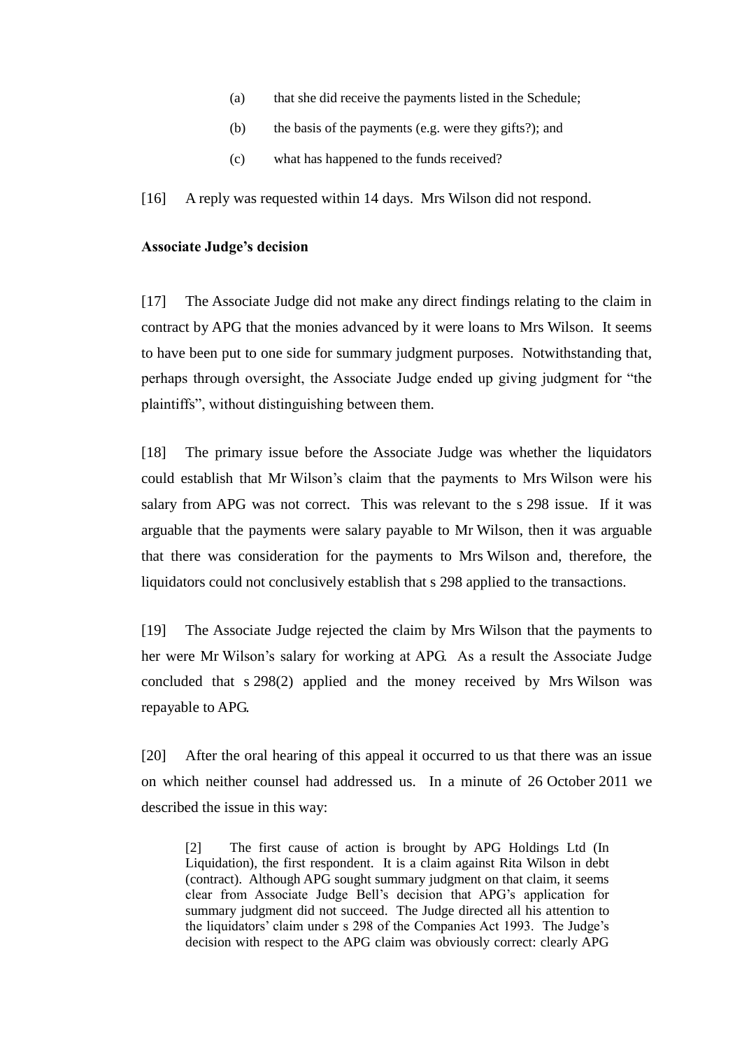(a) that she did receive the payments listed in the Schedule;

(b) the basis of the payments (e.g. were they gifts?); and

(c) what has happened to the funds received?

[16] A reply was requested within 14 days. Mrs Wilson did not respond.

**Associate Judge's decision**

[17] The Associate Judge did not make any direct findings relating to the claim in contract by APG that the monies advanced by it were loans to Mrs Wilson. It seems to have been put to one side for summary judgment purposes. Notwithstanding that, perhaps through oversight, the Associate Judge ended up giving judgment for "the plaintiffs", without distinguishing between them.

[18] The primary issue before the Associate Judge was whether the liquidators could establish that Mr Wilson's claim that the payments to Mrs Wilson were his salary from APG was not correct. This was relevant to the s 298 issue. If it was arguable that the payments were salary payable to Mr Wilson, then it was arguable that there was consideration for the payments to Mrs Wilson and, therefore, the liquidators could not conclusively establish that s 298 applied to the transactions.

[19] The Associate Judge rejected the claim by Mrs Wilson that the payments to her were Mr Wilson's salary for working at APG. As a result the Associate Judge concluded that s 298(2) applied and the money received by Mrs Wilson was repayable to APG.

[20] After the oral hearing of this appeal it occurred to us that there was an issue on which neither counsel had addressed us. In a minute of 26 October 2011 we described the issue in this way:

> [2] The first cause of action is brought by APG Holdings Ltd (In Liquidation), the first respondent. It is a claim against Rita Wilson in debt (contract). Although APG sought summary judgment on that claim, it seems clear from Associate Judge Bell's decision that APG's application for summary judgment did not succeed. The Judge directed all his attention to the liquidators' claim under s 298 of the Companies Act 1993. The Judge's decision with respect to the APG claim was obviously correct: clearly APG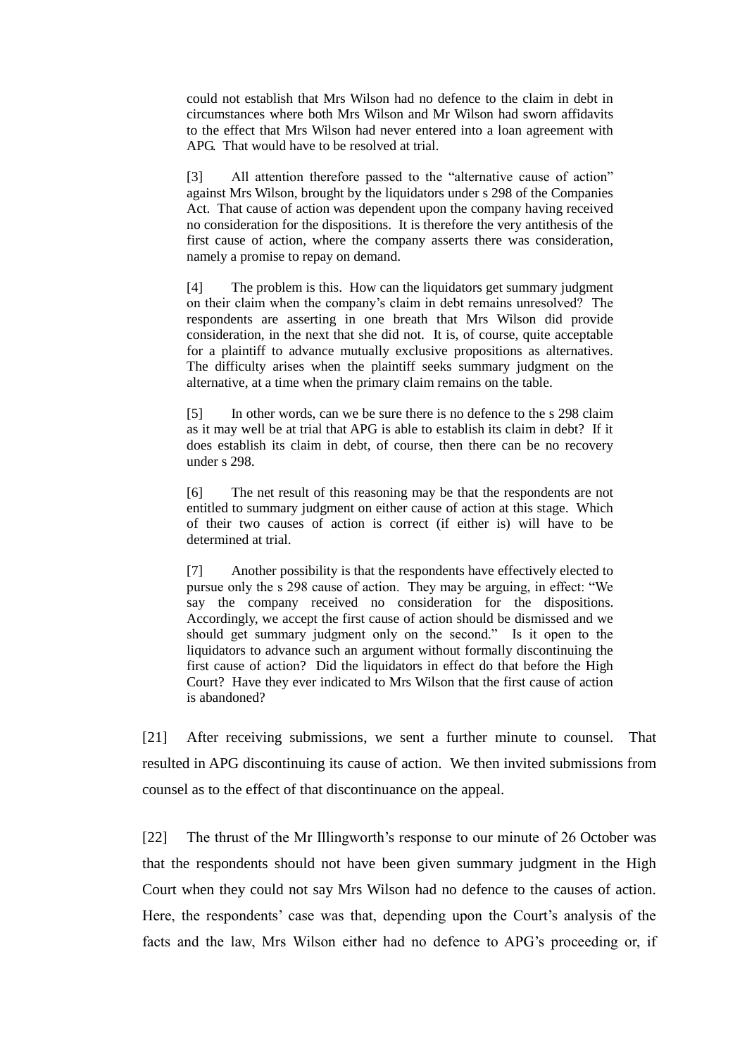> could not establish that Mrs Wilson had no defence to the claim in debt in circumstances where both Mrs Wilson and Mr Wilson had sworn affidavits to the effect that Mrs Wilson had never entered into a loan agreement with APG. That would have to be resolved at trial.
>
> [3] All attention therefore passed to the "alternative cause of action" against Mrs Wilson, brought by the liquidators under s 298 of the Companies Act. That cause of action was dependent upon the company having received no consideration for the dispositions. It is therefore the very antithesis of the first cause of action, where the company asserts there was consideration, namely a promise to repay on demand.
>
> [4] The problem is this. How can the liquidators get summary judgment on their claim when the company's claim in debt remains unresolved? The respondents are asserting in one breath that Mrs Wilson did provide consideration, in the next that she did not. It is, of course, quite acceptable for a plaintiff to advance mutually exclusive propositions as alternatives. The difficulty arises when the plaintiff seeks summary judgment on the alternative, at a time when the primary claim remains on the table.
>
> [5] In other words, can we be sure there is no defence to the s 298 claim as it may well be at trial that APG is able to establish its claim in debt? If it does establish its claim in debt, of course, then there can be no recovery under s 298.
>
> [6] The net result of this reasoning may be that the respondents are not entitled to summary judgment on either cause of action at this stage. Which of their two causes of action is correct (if either is) will have to be determined at trial.
>
> [7] Another possibility is that the respondents have effectively elected to pursue only the s 298 cause of action. They may be arguing, in effect: "We say the company received no consideration for the dispositions. Accordingly, we accept the first cause of action should be dismissed and we should get summary judgment only on the second." Is it open to the liquidators to advance such an argument without formally discontinuing the first cause of action? Did the liquidators in effect do that before the High Court? Have they ever indicated to Mrs Wilson that the first cause of action is abandoned?

[21] After receiving submissions, we sent a further minute to counsel. That resulted in APG discontinuing its cause of action. We then invited submissions from counsel as to the effect of that discontinuance on the appeal.

[22] The thrust of the Mr Illingworth's response to our minute of 26 October was that the respondents should not have been given summary judgment in the High Court when they could not say Mrs Wilson had no defence to the causes of action. Here, the respondents' case was that, depending upon the Court's analysis of the facts and the law, Mrs Wilson either had no defence to APG's proceeding or, if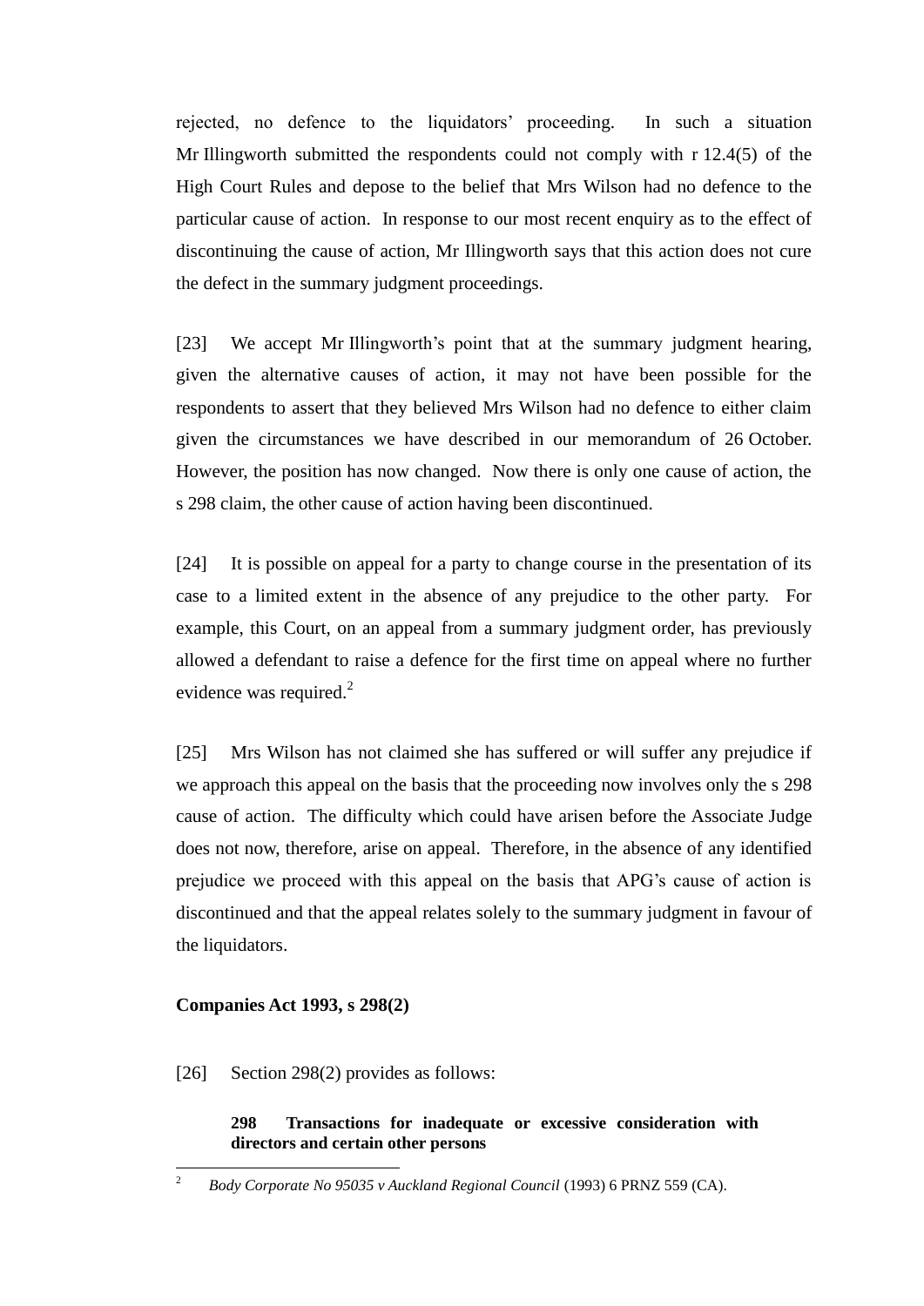rejected, no defence to the liquidators' proceeding. In such a situation Mr Illingworth submitted the respondents could not comply with r 12.4(5) of the High Court Rules and depose to the belief that Mrs Wilson had no defence to the particular cause of action. In response to our most recent enquiry as to the effect of discontinuing the cause of action, Mr Illingworth says that this action does not cure the defect in the summary judgment proceedings.

[23] We accept Mr Illingworth's point that at the summary judgment hearing, given the alternative causes of action, it may not have been possible for the respondents to assert that they believed Mrs Wilson had no defence to either claim given the circumstances we have described in our memorandum of 26 October. However, the position has now changed. Now there is only one cause of action, the s 298 claim, the other cause of action having been discontinued.

[24] It is possible on appeal for a party to change course in the presentation of its case to a limited extent in the absence of any prejudice to the other party. For example, this Court, on an appeal from a summary judgment order, has previously allowed a defendant to raise a defence for the first time on appeal where no further evidence was required.[2]

[25] Mrs Wilson has not claimed she has suffered or will suffer any prejudice if we approach this appeal on the basis that the proceeding now involves only the s 298 cause of action. The difficulty which could have arisen before the Associate Judge does not now, therefore, arise on appeal. Therefore, in the absence of any identified prejudice we proceed with this appeal on the basis that APG's cause of action is discontinued and that the appeal relates solely to the summary judgment in favour of the liquidators.

**Companies Act 1993, s 298(2)**

[26] Section 298(2) provides as follows:

> **298 Transactions for inadequate or excessive consideration with directors and certain other persons**

---

[2] *Body Corporate No 95035 v Auckland Regional Council* (1993) 6 PRNZ 559 (CA).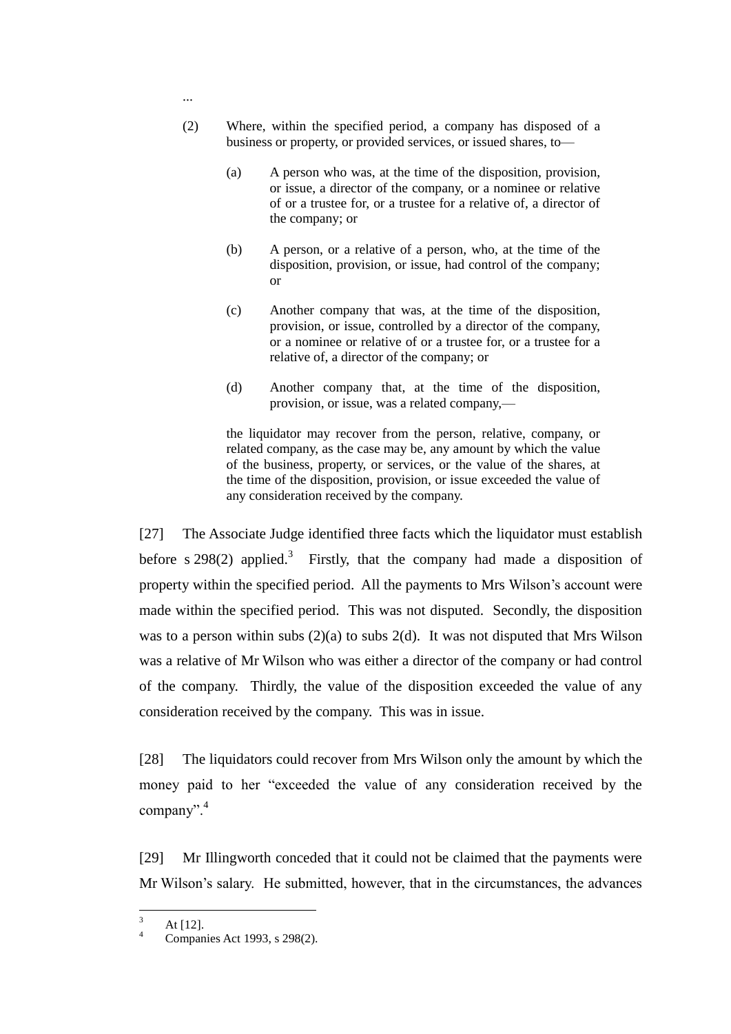...

> (2) Where, within the specified period, a company has disposed of a business or property, or provided services, or issued shares, to—
>
> (a) A person who was, at the time of the disposition, provision, or issue, a director of the company, or a nominee or relative of or a trustee for, or a trustee for a relative of, a director of the company; or
>
> (b) A person, or a relative of a person, who, at the time of the disposition, provision, or issue, had control of the company; or
>
> (c) Another company that was, at the time of the disposition, provision, or issue, controlled by a director of the company, or a nominee or relative of or a trustee for, or a trustee for a relative of, a director of the company; or
>
> (d) Another company that, at the time of the disposition, provision, or issue, was a related company,—
>
> the liquidator may recover from the person, relative, company, or related company, as the case may be, any amount by which the value of the business, property, or services, or the value of the shares, at the time of the disposition, provision, or issue exceeded the value of any consideration received by the company.

[27] The Associate Judge identified three facts which the liquidator must establish before s 298(2) applied.[3] Firstly, that the company had made a disposition of property within the specified period. All the payments to Mrs Wilson's account were made within the specified period. This was not disputed. Secondly, the disposition was to a person within subs (2)(a) to subs 2(d). It was not disputed that Mrs Wilson was a relative of Mr Wilson who was either a director of the company or had control of the company. Thirdly, the value of the disposition exceeded the value of any consideration received by the company. This was in issue.

[28] The liquidators could recover from Mrs Wilson only the amount by which the money paid to her "exceeded the value of any consideration received by the company".[4]

[29] Mr Illingworth conceded that it could not be claimed that the payments were Mr Wilson's salary. He submitted, however, that in the circumstances, the advances

---

[3] At [12].

[4] Companies Act 1993, s 298(2).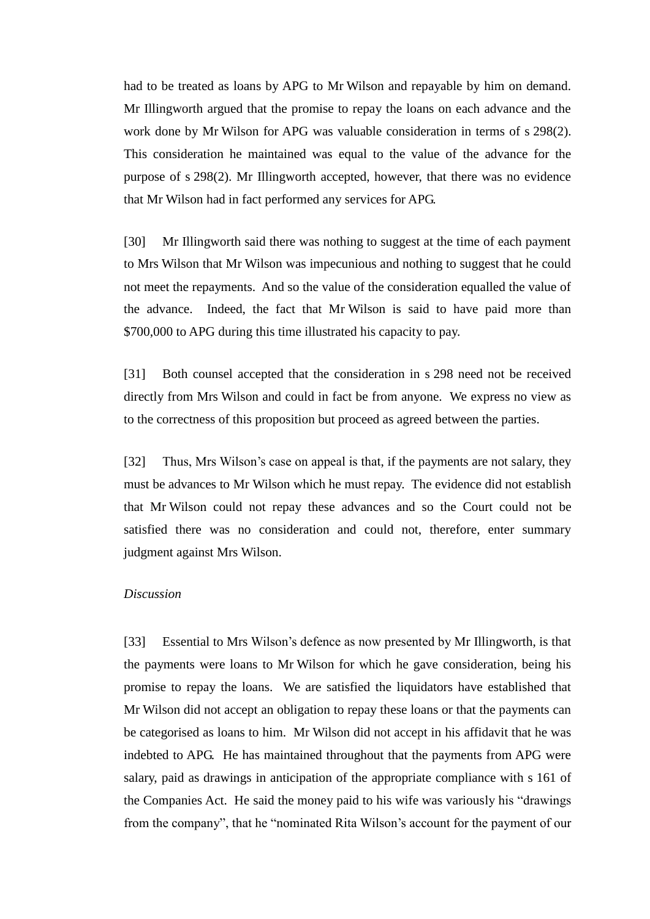had to be treated as loans by APG to Mr Wilson and repayable by him on demand. Mr Illingworth argued that the promise to repay the loans on each advance and the work done by Mr Wilson for APG was valuable consideration in terms of s 298(2). This consideration he maintained was equal to the value of the advance for the purpose of s 298(2). Mr Illingworth accepted, however, that there was no evidence that Mr Wilson had in fact performed any services for APG.

[30] Mr Illingworth said there was nothing to suggest at the time of each payment to Mrs Wilson that Mr Wilson was impecunious and nothing to suggest that he could not meet the repayments. And so the value of the consideration equalled the value of the advance. Indeed, the fact that Mr Wilson is said to have paid more than $700,000 to APG during this time illustrated his capacity to pay.

[31] Both counsel accepted that the consideration in s 298 need not be received directly from Mrs Wilson and could in fact be from anyone. We express no view as to the correctness of this proposition but proceed as agreed between the parties.

[32] Thus, Mrs Wilson's case on appeal is that, if the payments are not salary, they must be advances to Mr Wilson which he must repay. The evidence did not establish that Mr Wilson could not repay these advances and so the Court could not be satisfied there was no consideration and could not, therefore, enter summary judgment against Mrs Wilson.

*Discussion*

[33] Essential to Mrs Wilson's defence as now presented by Mr Illingworth, is that the payments were loans to Mr Wilson for which he gave consideration, being his promise to repay the loans. We are satisfied the liquidators have established that Mr Wilson did not accept an obligation to repay these loans or that the payments can be categorised as loans to him. Mr Wilson did not accept in his affidavit that he was indebted to APG. He has maintained throughout that the payments from APG were salary, paid as drawings in anticipation of the appropriate compliance with s 161 of the Companies Act. He said the money paid to his wife was variously his "drawings from the company", that he "nominated Rita Wilson's account for the payment of our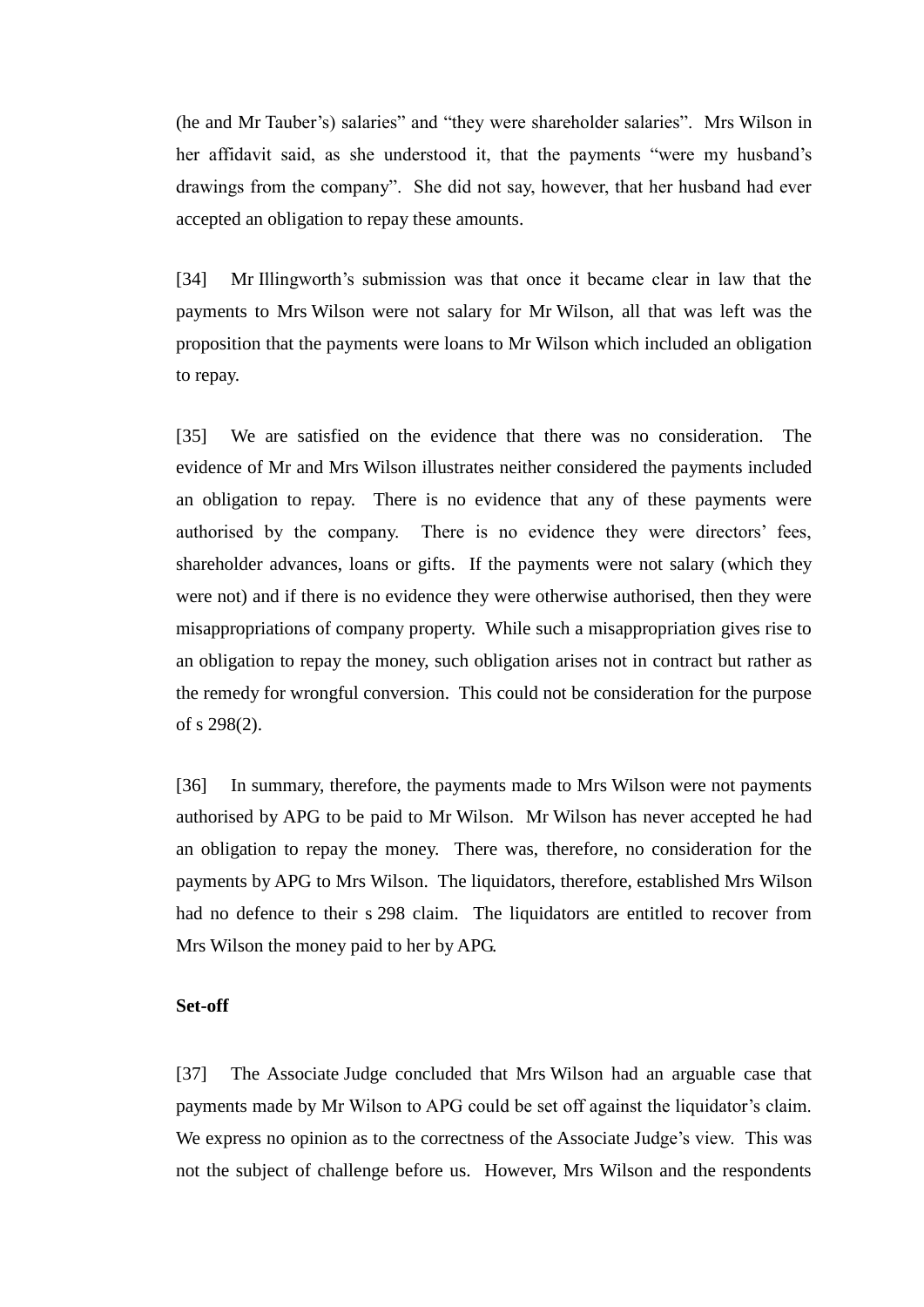(he and Mr Tauber's) salaries" and "they were shareholder salaries". Mrs Wilson in her affidavit said, as she understood it, that the payments "were my husband's drawings from the company". She did not say, however, that her husband had ever accepted an obligation to repay these amounts.

[34] Mr Illingworth's submission was that once it became clear in law that the payments to Mrs Wilson were not salary for Mr Wilson, all that was left was the proposition that the payments were loans to Mr Wilson which included an obligation to repay.

[35] We are satisfied on the evidence that there was no consideration. The evidence of Mr and Mrs Wilson illustrates neither considered the payments included an obligation to repay. There is no evidence that any of these payments were authorised by the company. There is no evidence they were directors' fees, shareholder advances, loans or gifts. If the payments were not salary (which they were not) and if there is no evidence they were otherwise authorised, then they were misappropriations of company property. While such a misappropriation gives rise to an obligation to repay the money, such obligation arises not in contract but rather as the remedy for wrongful conversion. This could not be consideration for the purpose of s 298(2).

[36] In summary, therefore, the payments made to Mrs Wilson were not payments authorised by APG to be paid to Mr Wilson. Mr Wilson has never accepted he had an obligation to repay the money. There was, therefore, no consideration for the payments by APG to Mrs Wilson. The liquidators, therefore, established Mrs Wilson had no defence to their s 298 claim. The liquidators are entitled to recover from Mrs Wilson the money paid to her by APG.

**Set-off**

[37] The Associate Judge concluded that Mrs Wilson had an arguable case that payments made by Mr Wilson to APG could be set off against the liquidator's claim. We express no opinion as to the correctness of the Associate Judge's view. This was not the subject of challenge before us. However, Mrs Wilson and the respondents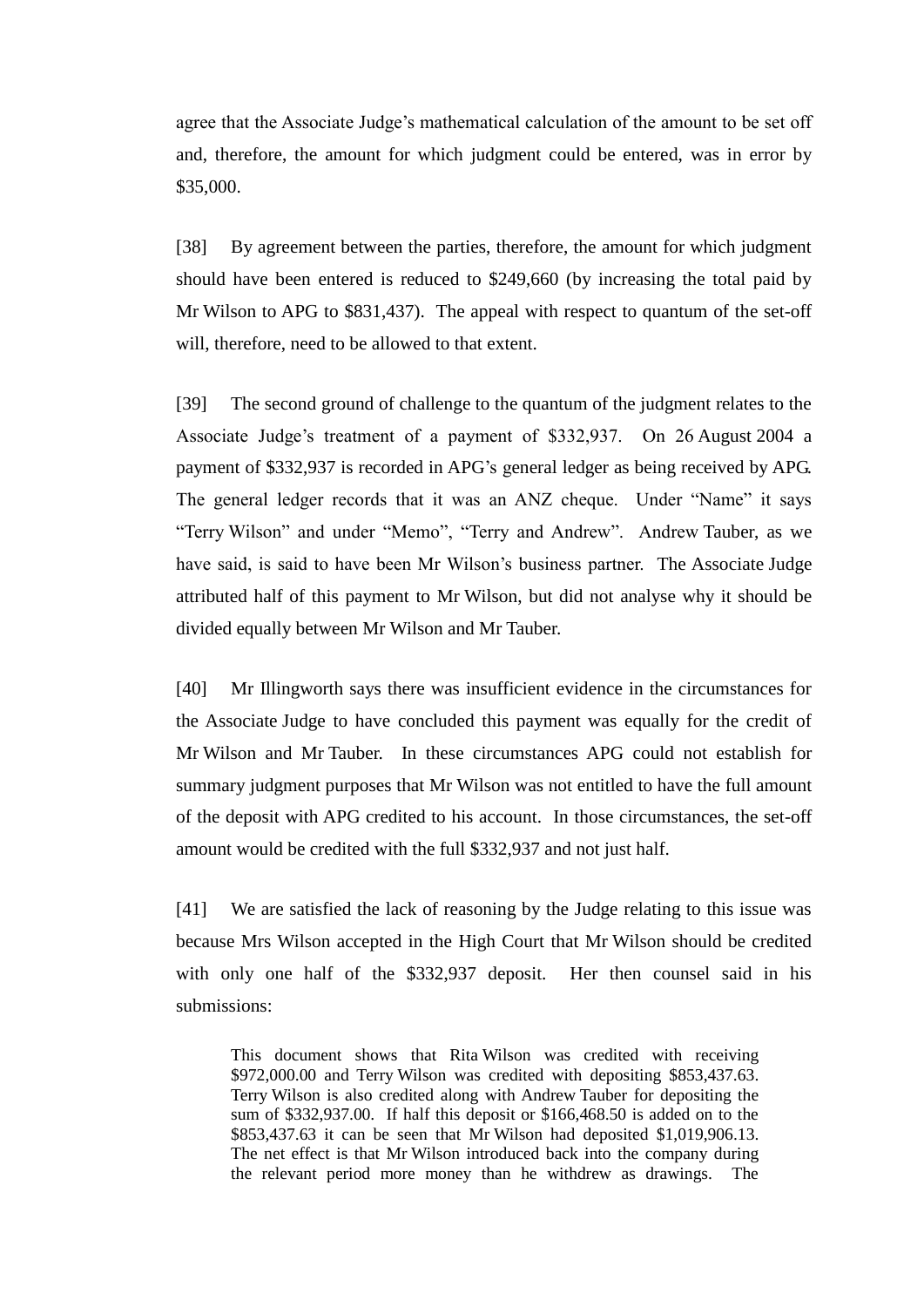agree that the Associate Judge's mathematical calculation of the amount to be set off and, therefore, the amount for which judgment could be entered, was in error by $35,000.

[38] By agreement between the parties, therefore, the amount for which judgment should have been entered is reduced to $249,660 (by increasing the total paid by Mr Wilson to APG to $831,437). The appeal with respect to quantum of the set-off will, therefore, need to be allowed to that extent.

[39] The second ground of challenge to the quantum of the judgment relates to the Associate Judge's treatment of a payment of $332,937. On 26 August 2004 a payment of $332,937 is recorded in APG's general ledger as being received by APG. The general ledger records that it was an ANZ cheque. Under "Name" it says "Terry Wilson" and under "Memo", "Terry and Andrew". Andrew Tauber, as we have said, is said to have been Mr Wilson's business partner. The Associate Judge attributed half of this payment to Mr Wilson, but did not analyse why it should be divided equally between Mr Wilson and Mr Tauber.

[40] Mr Illingworth says there was insufficient evidence in the circumstances for the Associate Judge to have concluded this payment was equally for the credit of Mr Wilson and Mr Tauber. In these circumstances APG could not establish for summary judgment purposes that Mr Wilson was not entitled to have the full amount of the deposit with APG credited to his account. In those circumstances, the set-off amount would be credited with the full $332,937 and not just half.

[41] We are satisfied the lack of reasoning by the Judge relating to this issue was because Mrs Wilson accepted in the High Court that Mr Wilson should be credited with only one half of the $332,937 deposit. Her then counsel said in his submissions:

> This document shows that Rita Wilson was credited with receiving $972,000.00 and Terry Wilson was credited with depositing $853,437.63. Terry Wilson is also credited along with Andrew Tauber for depositing the sum of $332,937.00. If half this deposit or $166,468.50 is added on to the $853,437.63 it can be seen that Mr Wilson had deposited $1,019,906.13. The net effect is that Mr Wilson introduced back into the company during the relevant period more money than he withdrew as drawings. The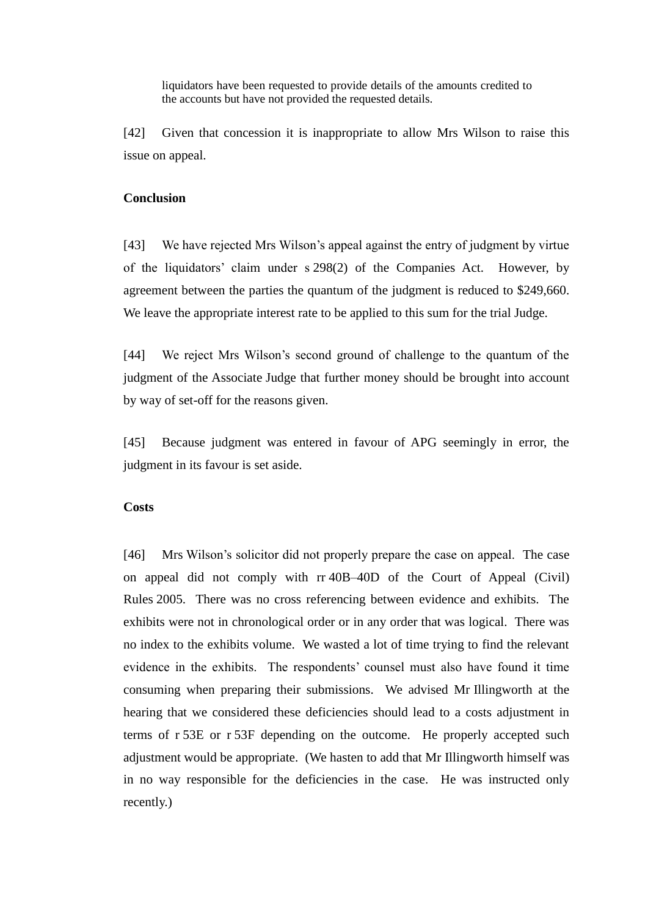> liquidators have been requested to provide details of the amounts credited to the accounts but have not provided the requested details.

[42] Given that concession it is inappropriate to allow Mrs Wilson to raise this issue on appeal.

**Conclusion**

[43] We have rejected Mrs Wilson's appeal against the entry of judgment by virtue of the liquidators' claim under s 298(2) of the Companies Act. However, by agreement between the parties the quantum of the judgment is reduced to $249,660. We leave the appropriate interest rate to be applied to this sum for the trial Judge.

[44] We reject Mrs Wilson's second ground of challenge to the quantum of the judgment of the Associate Judge that further money should be brought into account by way of set-off for the reasons given.

[45] Because judgment was entered in favour of APG seemingly in error, the judgment in its favour is set aside.

**Costs**

[46] Mrs Wilson's solicitor did not properly prepare the case on appeal. The case on appeal did not comply with rr 40B–40D of the Court of Appeal (Civil) Rules 2005. There was no cross referencing between evidence and exhibits. The exhibits were not in chronological order or in any order that was logical. There was no index to the exhibits volume. We wasted a lot of time trying to find the relevant evidence in the exhibits. The respondents' counsel must also have found it time consuming when preparing their submissions. We advised Mr Illingworth at the hearing that we considered these deficiencies should lead to a costs adjustment in terms of r 53E or r 53F depending on the outcome. He properly accepted such adjustment would be appropriate. (We hasten to add that Mr Illingworth himself was in no way responsible for the deficiencies in the case. He was instructed only recently.)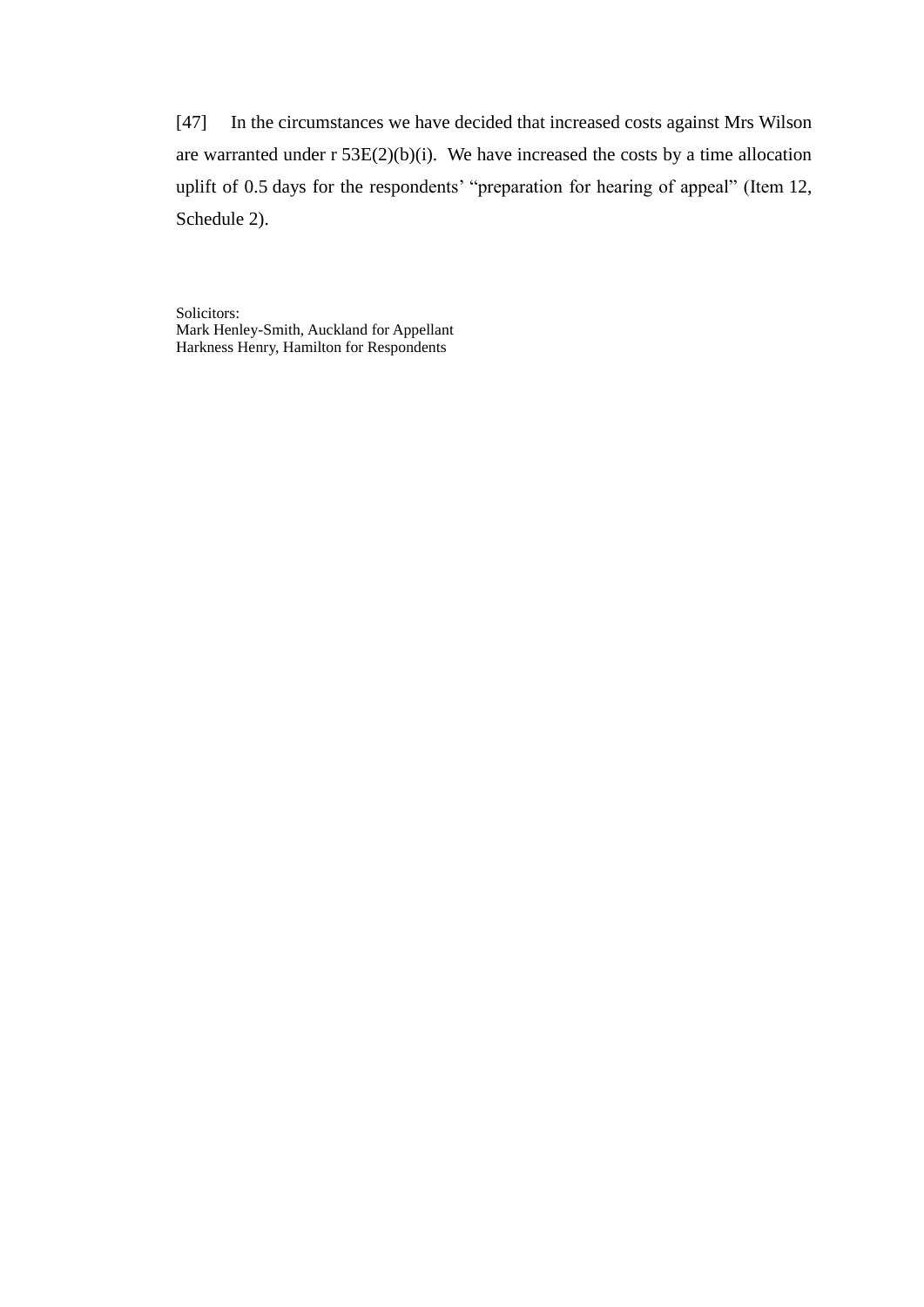[47] In the circumstances we have decided that increased costs against Mrs Wilson are warranted under r 53E(2)(b)(i). We have increased the costs by a time allocation uplift of 0.5 days for the respondents' "preparation for hearing of appeal" (Item 12, Schedule 2).

Solicitors:
Mark Henley-Smith, Auckland for Appellant
Harkness Henry, Hamilton for Respondents